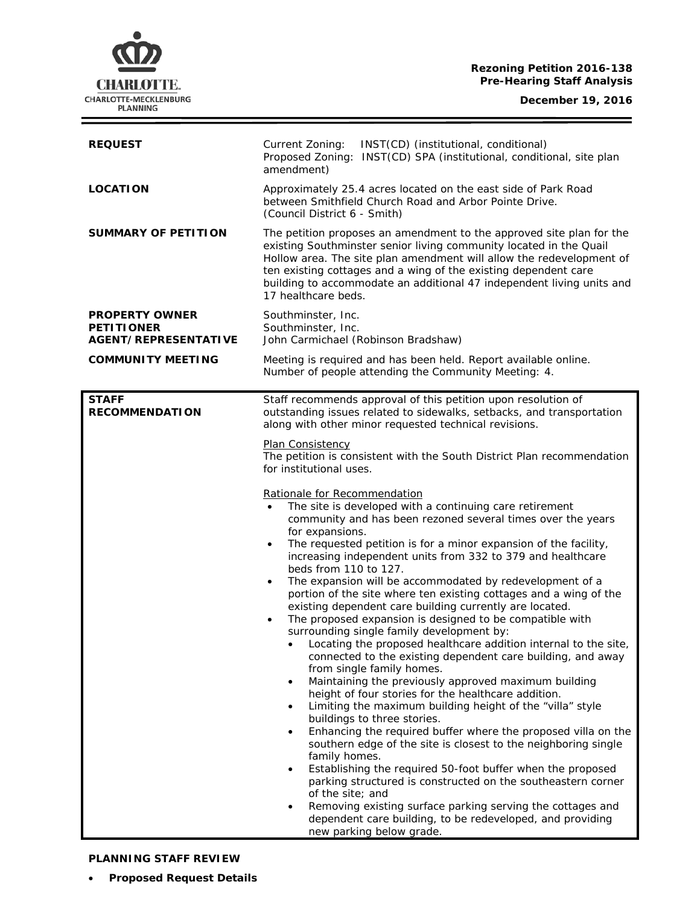**Rezoning Petition 2016-138**
**Pre-Hearing Staff Analysis**

**December 19, 2016**

| | |
|---|---|
| **REQUEST** | Current Zoning: INST(CD) (institutional, conditional)<br>Proposed Zoning: INST(CD) SPA (institutional, conditional, site plan amendment) |
| **LOCATION** | Approximately 25.4 acres located on the east side of Park Road between Smithfield Church Road and Arbor Pointe Drive.<br>(Council District 6 - Smith) |
| **SUMMARY OF PETITION** | The petition proposes an amendment to the approved site plan for the existing Southminster senior living community located in the Quail Hollow area. The site plan amendment will allow the redevelopment of ten existing cottages and a wing of the existing dependent care building to accommodate an additional 47 independent living units and 17 healthcare beds. |
| **PROPERTY OWNER**<br>**PETITIONER**<br>**AGENT/REPRESENTATIVE** | Southminster, Inc.<br>Southminster, Inc.<br>John Carmichael (Robinson Bradshaw) |
| **COMMUNITY MEETING** | Meeting is required and has been held. Report available online.<br>Number of people attending the Community Meeting: 4. |

**STAFF RECOMMENDATION**

Staff recommends approval of this petition upon resolution of outstanding issues related to sidewalks, setbacks, and transportation along with other minor requested technical revisions.

Plan Consistency

The petition is consistent with the South District Plan recommendation for institutional uses.

Rationale for Recommendation

- The site is developed with a continuing care retirement community and has been rezoned several times over the years for expansions.
- The requested petition is for a minor expansion of the facility, increasing independent units from 332 to 379 and healthcare beds from 110 to 127.
- The expansion will be accommodated by redevelopment of a portion of the site where ten existing cottages and a wing of the existing dependent care building currently are located.
- The proposed expansion is designed to be compatible with surrounding single family development by:
  - Locating the proposed healthcare addition internal to the site, connected to the existing dependent care building, and away from single family homes.
  - Maintaining the previously approved maximum building height of four stories for the healthcare addition.
  - Limiting the maximum building height of the "villa" style buildings to three stories.
  - Enhancing the required buffer where the proposed villa on the southern edge of the site is closest to the neighboring single family homes.
  - Establishing the required 50-foot buffer when the proposed parking structured is constructed on the southeastern corner of the site; and
  - Removing existing surface parking serving the cottages and dependent care building, to be redeveloped, and providing new parking below grade.

**PLANNING STAFF REVIEW**

- **Proposed Request Details**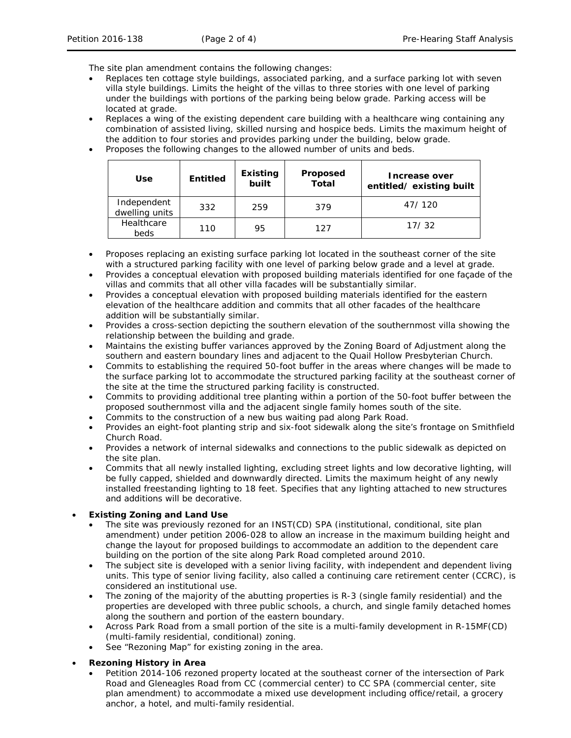The site plan amendment contains the following changes:

- Replaces ten cottage style buildings, associated parking, and a surface parking lot with seven villa style buildings. Limits the height of the villas to three stories with one level of parking under the buildings with portions of the parking being below grade. Parking access will be located at grade.
- Replaces a wing of the existing dependent care building with a healthcare wing containing any combination of assisted living, skilled nursing and hospice beds. Limits the maximum height of the addition to four stories and provides parking under the building, below grade.
- Proposes the following changes to the allowed number of units and beds.

| Use | Entitled | Existing built | Proposed Total | Increase over entitled/ existing built |
|---|---|---|---|---|
| Independent dwelling units | 332 | 259 | 379 | 47/ 120 |
| Healthcare beds | 110 | 95 | 127 | 17/ 32 |

- Proposes replacing an existing surface parking lot located in the southeast corner of the site with a structured parking facility with one level of parking below grade and a level at grade.
- Provides a conceptual elevation with proposed building materials identified for one façade of the villas and commits that all other villa facades will be substantially similar.
- Provides a conceptual elevation with proposed building materials identified for the eastern elevation of the healthcare addition and commits that all other facades of the healthcare addition will be substantially similar.
- Provides a cross-section depicting the southern elevation of the southernmost villa showing the relationship between the building and grade.
- Maintains the existing buffer variances approved by the Zoning Board of Adjustment along the southern and eastern boundary lines and adjacent to the Quail Hollow Presbyterian Church.
- Commits to establishing the required 50-foot buffer in the areas where changes will be made to the surface parking lot to accommodate the structured parking facility at the southeast corner of the site at the time the structured parking facility is constructed.
- Commits to providing additional tree planting within a portion of the 50-foot buffer between the proposed southernmost villa and the adjacent single family homes south of the site.
- Commits to the construction of a new bus waiting pad along Park Road.
- Provides an eight-foot planting strip and six-foot sidewalk along the site's frontage on Smithfield Church Road.
- Provides a network of internal sidewalks and connections to the public sidewalk as depicted on the site plan.
- Commits that all newly installed lighting, excluding street lights and low decorative lighting, will be fully capped, shielded and downwardly directed. Limits the maximum height of any newly installed freestanding lighting to 18 feet. Specifies that any lighting attached to new structures and additions will be decorative.

- **Existing Zoning and Land Use**
  - The site was previously rezoned for an INST(CD) SPA (institutional, conditional, site plan amendment) under petition 2006-028 to allow an increase in the maximum building height and change the layout for proposed buildings to accommodate an addition to the dependent care building on the portion of the site along Park Road completed around 2010.
  - The subject site is developed with a senior living facility, with independent and dependent living units. This type of senior living facility, also called a continuing care retirement center (CCRC), is considered an institutional use.
  - The zoning of the majority of the abutting properties is R-3 (single family residential) and the properties are developed with three public schools, a church, and single family detached homes along the southern and portion of the eastern boundary.
  - Across Park Road from a small portion of the site is a multi-family development in R-15MF(CD) (multi-family residential, conditional) zoning.
  - See "Rezoning Map" for existing zoning in the area.

- **Rezoning History in Area**
  - Petition 2014-106 rezoned property located at the southeast corner of the intersection of Park Road and Gleneagles Road from CC (commercial center) to CC SPA (commercial center, site plan amendment) to accommodate a mixed use development including office/retail, a grocery anchor, a hotel, and multi-family residential.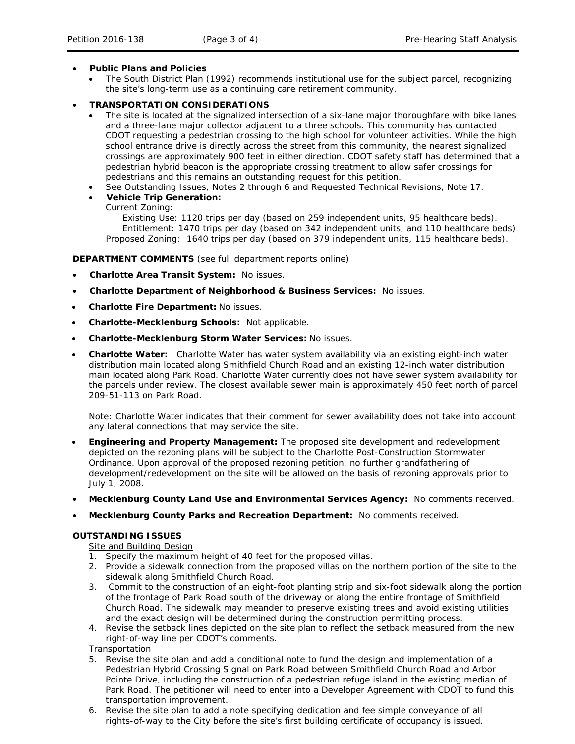- **Public Plans and Policies**
  - The South District Plan (1992) recommends institutional use for the subject parcel, recognizing the site's long-term use as a continuing care retirement community.

- **TRANSPORTATION CONSIDERATIONS**
  - The site is located at the signalized intersection of a six-lane major thoroughfare with bike lanes and a three-lane major collector adjacent to a three schools. This community has contacted CDOT requesting a pedestrian crossing to the high school for volunteer activities. While the high school entrance drive is directly across the street from this community, the nearest signalized crossings are approximately 900 feet in either direction. CDOT safety staff has determined that a pedestrian hybrid beacon is the appropriate crossing treatment to allow safer crossings for pedestrians and this remains an outstanding request for this petition.
  - See Outstanding Issues, Notes 2 through 6 and Requested Technical Revisions, Note 17.
  - **Vehicle Trip Generation:**
    Current Zoning:
      Existing Use: 1120 trips per day (based on 259 independent units, 95 healthcare beds).
      Entitlement: 1470 trips per day (based on 342 independent units, and 110 healthcare beds).
    Proposed Zoning: 1640 trips per day (based on 379 independent units, 115 healthcare beds).

**DEPARTMENT COMMENTS** (see full department reports online)

- **Charlotte Area Transit System:** No issues.
- **Charlotte Department of Neighborhood & Business Services:** No issues.
- **Charlotte Fire Department:** No issues.
- **Charlotte-Mecklenburg Schools:** Not applicable.
- **Charlotte-Mecklenburg Storm Water Services:** No issues.
- **Charlotte Water:** Charlotte Water has water system availability via an existing eight-inch water distribution main located along Smithfield Church Road and an existing 12-inch water distribution main located along Park Road. Charlotte Water currently does not have sewer system availability for the parcels under review. The closest available sewer main is approximately 450 feet north of parcel 209-51-113 on Park Road.

  Note: Charlotte Water indicates that their comment for sewer availability does not take into account any lateral connections that may service the site.
- **Engineering and Property Management:** The proposed site development and redevelopment depicted on the rezoning plans will be subject to the Charlotte Post-Construction Stormwater Ordinance. Upon approval of the proposed rezoning petition, no further grandfathering of development/redevelopment on the site will be allowed on the basis of rezoning approvals prior to July 1, 2008.
- **Mecklenburg County Land Use and Environmental Services Agency:** No comments received.
- **Mecklenburg County Parks and Recreation Department:** No comments received.

**OUTSTANDING ISSUES**

Site and Building Design

1. Specify the maximum height of 40 feet for the proposed villas.
2. Provide a sidewalk connection from the proposed villas on the northern portion of the site to the sidewalk along Smithfield Church Road.
3. Commit to the construction of an eight-foot planting strip and six-foot sidewalk along the portion of the frontage of Park Road south of the driveway or along the entire frontage of Smithfield Church Road. The sidewalk may meander to preserve existing trees and avoid existing utilities and the exact design will be determined during the construction permitting process.
4. Revise the setback lines depicted on the site plan to reflect the setback measured from the new right-of-way line per CDOT's comments.

Transportation

5. Revise the site plan and add a conditional note to fund the design and implementation of a Pedestrian Hybrid Crossing Signal on Park Road between Smithfield Church Road and Arbor Pointe Drive, including the construction of a pedestrian refuge island in the existing median of Park Road. The petitioner will need to enter into a Developer Agreement with CDOT to fund this transportation improvement.
6. Revise the site plan to add a note specifying dedication and fee simple conveyance of all rights-of-way to the City before the site's first building certificate of occupancy is issued.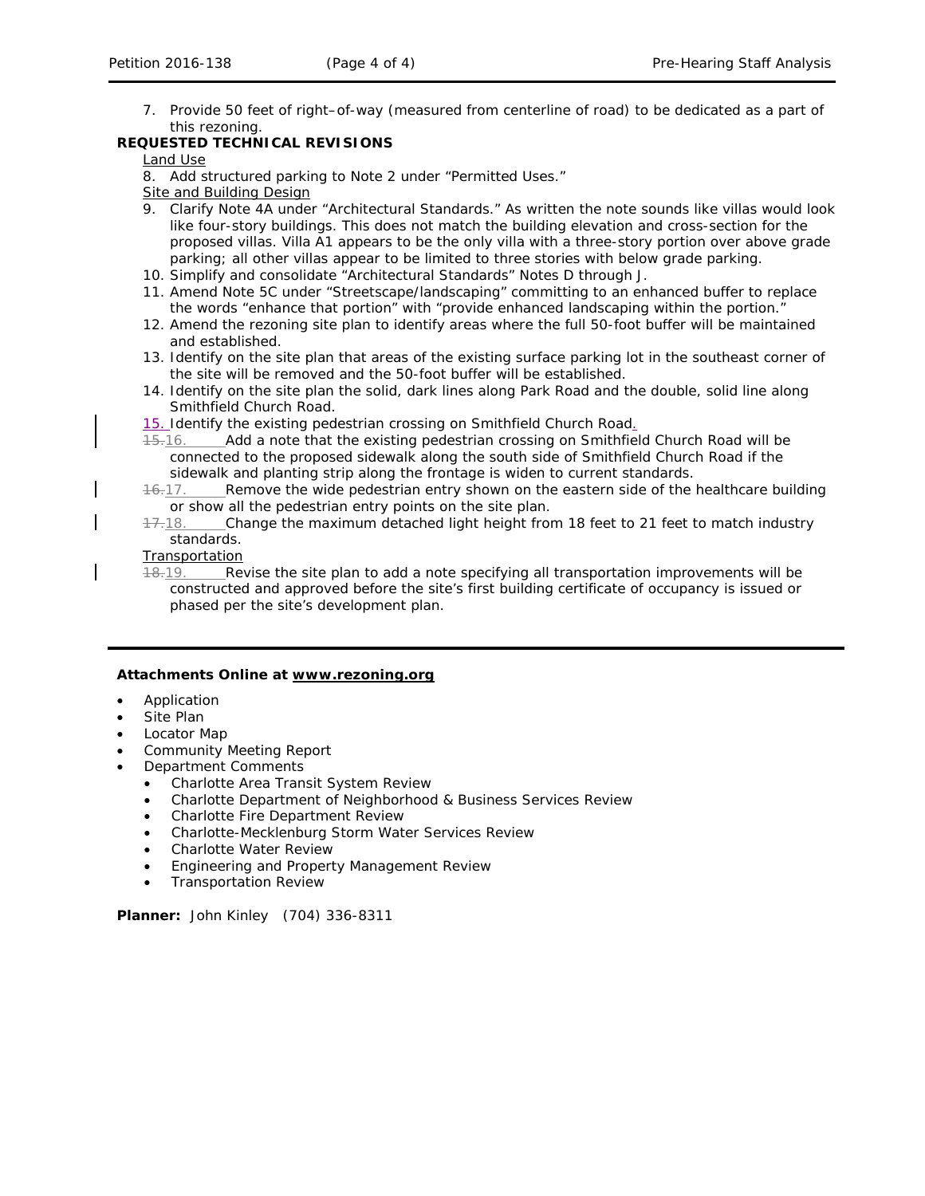7. Provide 50 feet of right–of-way (measured from centerline of road) to be dedicated as a part of this rezoning.

**REQUESTED TECHNICAL REVISIONS**

Land Use

8. Add structured parking to Note 2 under "Permitted Uses."

Site and Building Design

9. Clarify Note 4A under "Architectural Standards." As written the note sounds like villas would look like four-story buildings. This does not match the building elevation and cross-section for the proposed villas. Villa A1 appears to be the only villa with a three-story portion over above grade parking; all other villas appear to be limited to three stories with below grade parking.
10. Simplify and consolidate "Architectural Standards" Notes D through J.
11. Amend Note 5C under "Streetscape/landscaping" committing to an enhanced buffer to replace the words "enhance that portion" with "provide enhanced landscaping within the portion."
12. Amend the rezoning site plan to identify areas where the full 50-foot buffer will be maintained and established.
13. Identify on the site plan that areas of the existing surface parking lot in the southeast corner of the site will be removed and the 50-foot buffer will be established.
14. Identify on the site plan the solid, dark lines along Park Road and the double, solid line along Smithfield Church Road.
15. Identify the existing pedestrian crossing on Smithfield Church Road.
16. Add a note that the existing pedestrian crossing on Smithfield Church Road will be connected to the proposed sidewalk along the south side of Smithfield Church Road if the sidewalk and planting strip along the frontage is widen to current standards.
17. Remove the wide pedestrian entry shown on the eastern side of the healthcare building or show all the pedestrian entry points on the site plan.
18. Change the maximum detached light height from 18 feet to 21 feet to match industry standards.

Transportation

19. Revise the site plan to add a note specifying all transportation improvements will be constructed and approved before the site's first building certificate of occupancy is issued or phased per the site's development plan.

---

**Attachments Online at www.rezoning.org**

- Application
- Site Plan
- Locator Map
- Community Meeting Report
- Department Comments
  - Charlotte Area Transit System Review
  - Charlotte Department of Neighborhood & Business Services Review
  - Charlotte Fire Department Review
  - Charlotte-Mecklenburg Storm Water Services Review
  - Charlotte Water Review
  - Engineering and Property Management Review
  - Transportation Review

**Planner:** John Kinley (704) 336-8311